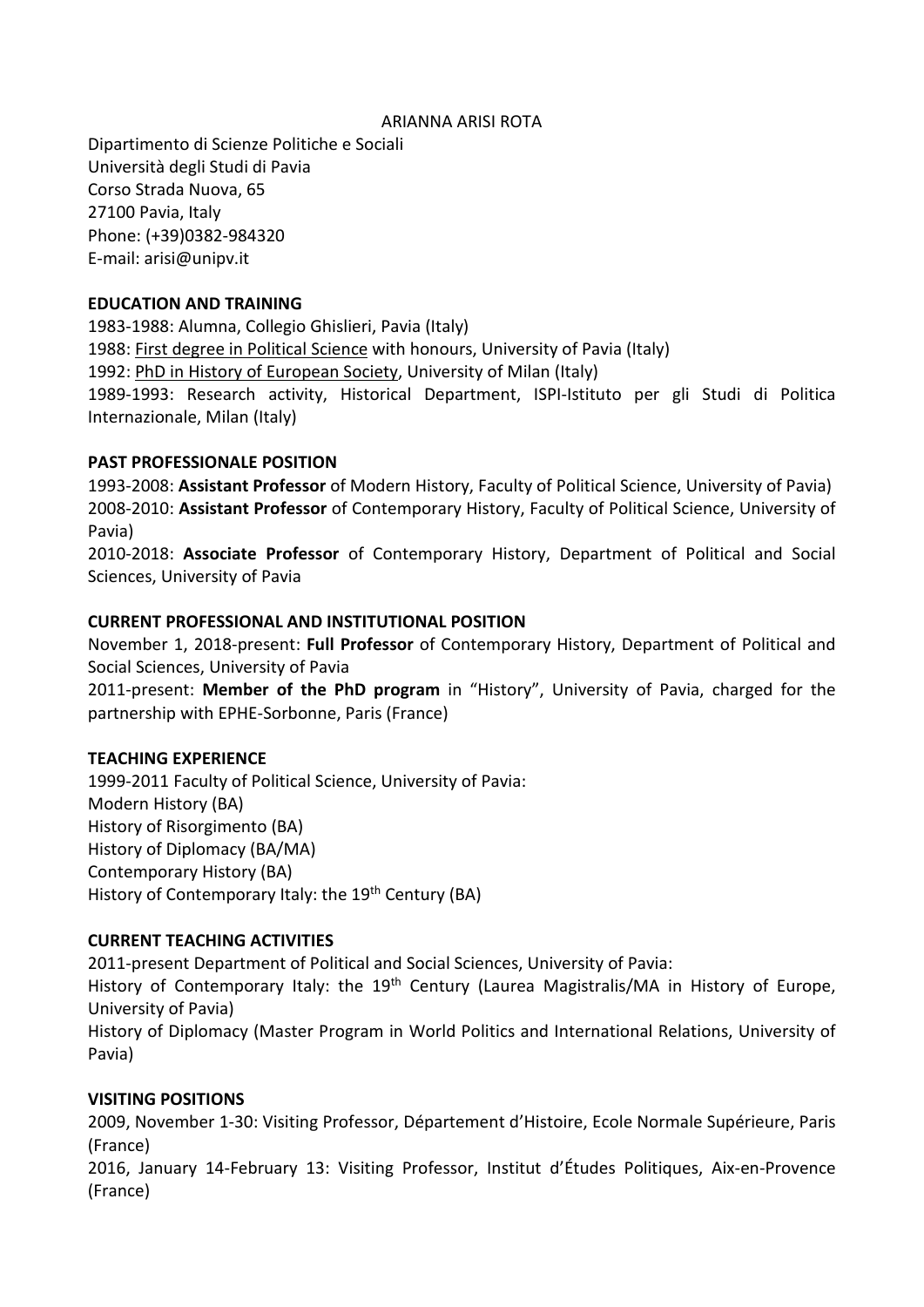ARIANNA ARISI ROTA

Dipartimento di Scienze Politiche e Sociali
Università degli Studi di Pavia
Corso Strada Nuova, 65
27100 Pavia, Italy
Phone: (+39)0382-984320
E-mail: arisi@unipv.it

## EDUCATION AND TRAINING

1983-1988: Alumna, Collegio Ghislieri, Pavia (Italy)
1988: First degree in Political Science with honours, University of Pavia (Italy)
1992: PhD in History of European Society, University of Milan (Italy)
1989-1993: Research activity, Historical Department, ISPI-Istituto per gli Studi di Politica Internazionale, Milan (Italy)

## PAST PROFESSIONALE POSITION

1993-2008: **Assistant Professor** of Modern History, Faculty of Political Science, University of Pavia)
2008-2010: **Assistant Professor** of Contemporary History, Faculty of Political Science, University of Pavia)
2010-2018: **Associate Professor** of Contemporary History, Department of Political and Social Sciences, University of Pavia

## CURRENT PROFESSIONAL AND INSTITUTIONAL POSITION

November 1, 2018-present: **Full Professor** of Contemporary History, Department of Political and Social Sciences, University of Pavia
2011-present: **Member of the PhD program** in "History", University of Pavia, charged for the partnership with EPHE-Sorbonne, Paris (France)

## TEACHING EXPERIENCE

1999-2011 Faculty of Political Science, University of Pavia:
Modern History (BA)
History of Risorgimento (BA)
History of Diplomacy (BA/MA)
Contemporary History (BA)
History of Contemporary Italy: the 19th Century (BA)

## CURRENT TEACHING ACTIVITIES

2011-present Department of Political and Social Sciences, University of Pavia:
History of Contemporary Italy: the 19th Century (Laurea Magistralis/MA in History of Europe, University of Pavia)
History of Diplomacy (Master Program in World Politics and International Relations, University of Pavia)

## VISITING POSITIONS

2009, November 1-30: Visiting Professor, Département d'Histoire, Ecole Normale Supérieure, Paris (France)
2016, January 14-February 13: Visiting Professor, Institut d'Études Politiques, Aix-en-Provence (France)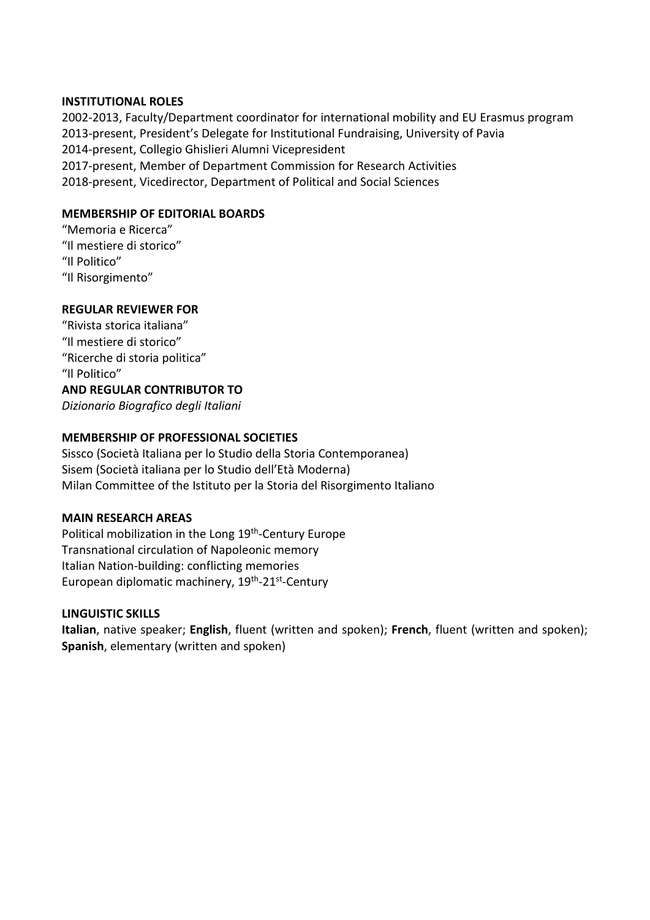**INSTITUTIONAL ROLES**

2002-2013, Faculty/Department coordinator for international mobility and EU Erasmus program
2013-present, President's Delegate for Institutional Fundraising, University of Pavia
2014-present, Collegio Ghislieri Alumni Vicepresident
2017-present, Member of Department Commission for Research Activities
2018-present, Vicedirector, Department of Political and Social Sciences

**MEMBERSHIP OF EDITORIAL BOARDS**

"Memoria e Ricerca"
"Il mestiere di storico"
"Il Politico"
"Il Risorgimento"

**REGULAR REVIEWER FOR**

"Rivista storica italiana"
"Il mestiere di storico"
"Ricerche di storia politica"
"Il Politico"

**AND REGULAR CONTRIBUTOR TO**

*Dizionario Biografico degli Italiani*

**MEMBERSHIP OF PROFESSIONAL SOCIETIES**

Sissco (Società Italiana per lo Studio della Storia Contemporanea)
Sisem (Società italiana per lo Studio dell'Età Moderna)
Milan Committee of the Istituto per la Storia del Risorgimento Italiano

**MAIN RESEARCH AREAS**

Political mobilization in the Long 19th-Century Europe
Transnational circulation of Napoleonic memory
Italian Nation-building: conflicting memories
European diplomatic machinery, 19th-21st-Century

**LINGUISTIC SKILLS**

**Italian**, native speaker; **English**, fluent (written and spoken); **French**, fluent (written and spoken); **Spanish**, elementary (written and spoken)